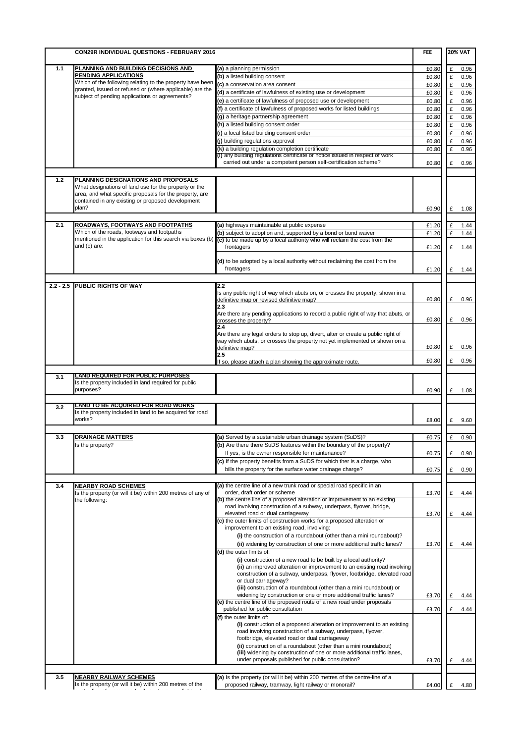| | CON29R INDIVIDUAL QUESTIONS - FEBRUARY 2016 | | FEE | 20% VAT |
|---|---|---|---|---|
| 1.1 | **PLANNING AND BUILDING DECISIONS AND PENDING APPLICATIONS** Which of the following relating to the property have been granted, issued or refused or (where applicable) are the subject of pending applications or agreements? | (a) a planning permission | £0.80 | £ 0.96 |
| | | (b) a listed building consent | £0.80 | £ 0.96 |
| | | (c) a conservation area consent | £0.80 | £ 0.96 |
| | | (d) a certificate of lawfulness of existing use or development | £0.80 | £ 0.96 |
| | | (e) a certificate of lawfulness of proposed use or development | £0.80 | £ 0.96 |
| | | (f) a certificate of lawfulness of proposed works for listed buildings | £0.80 | £ 0.96 |
| | | (g) a heritage partnership agreement | £0.80 | £ 0.96 |
| | | (h) a listed building consent order | £0.80 | £ 0.96 |
| | | (i) a local listed building consent order | £0.80 | £ 0.96 |
| | | (j) building regulations approval | £0.80 | £ 0.96 |
| | | (k) a building regulation completion certificate | £0.80 | £ 0.96 |
| | | (l) any building regulations certificate or notice issued in respect of work carried out under a competent person self-certification scheme? | £0.80 | £ 0.96 |
| 1.2 | **PLANNING DESIGNATIONS AND PROPOSALS** What designations of land use for the property or the area, and what specific proposals for the property, are contained in any existing or proposed development plan? | | £0.90 | £ 1.08 |
| 2.1 | **ROADWAYS, FOOTWAYS AND FOOTPATHS** Which of the roads, footways and footpaths mentioned in the application for this search via boxes (b) and (c) are: | (a) highways maintainable at public expense | £1.20 | £ 1.44 |
| | | (b) subject to adoption and, supported by a bond or bond waiver | £1.20 | £ 1.44 |
| | | (c) to be made up by a local authority who will reclaim the cost from the frontagers | £1.20 | £ 1.44 |
| | | (d) to be adopted by a local authority without reclaiming the cost from the frontagers | £1.20 | £ 1.44 |
| 2.2 - 2.5 | **PUBLIC RIGHTS OF WAY** | 2.2 Is any public right of way which abuts on, or crosses the property, shown in a definitive map or revised definitive map? | £0.80 | £ 0.96 |
| | | 2.3 Are there any pending applications to record a public right of way that abuts, or crosses the property? | £0.80 | £ 0.96 |
| | | 2.4 Are there any legal orders to stop up, divert, alter or create a public right of way which abuts, or crosses the property not yet implemented or shown on a definitive map? | £0.80 | £ 0.96 |
| | | 2.5 If so, please attach a plan showing the approximate route. | £0.80 | £ 0.96 |
| 3.1 | **LAND REQUIRED FOR PUBLIC PURPOSES** Is the property included in land required for public purposes? | | £0.90 | £ 1.08 |
| 3.2 | **LAND TO BE ACQUIRED FOR ROAD WORKS** Is the property included in land to be acquired for road works? | | £8.00 | £ 9.60 |
| 3.3 | **DRAINAGE MATTERS** Is the property? | (a) Served by a sustainable urban drainage system (SuDS)? | £0.75 | £ 0.90 |
| | | (b) Are there there SuDS features within the boundary of the property? If yes, is the owner responsible for maintenance? | £0.75 | £ 0.90 |
| | | (c) If the property benefits from a SuDS for which ther is a charge, who bills the property for the surface water drainage charge? | £0.75 | £ 0.90 |
| 3.4 | **NEARBY ROAD SCHEMES** Is the property (or will it be) within 200 metres of any of the following: | (a) the centre line of a new trunk road or special road specific in an order, draft order or scheme | £3.70 | £ 4.44 |
| | | (b) the centre line of a proposed alteration or improvement to an existing road involving construction of a subway, underpass, flyover, bridge, elevated road or dual carriageway | £3.70 | £ 4.44 |
| | | (c) the outer limits of construction works for a proposed alteration or improvement to an existing road, involving: (i) the construction of a roundabout (other than a mini roundabout)? (ii) widening by construction of one or more additional traffic lanes? | £3.70 | £ 4.44 |
| | | (d) the outer limits of: (i) construction of a new road to be built by a local authority? (ii) an improved alteration or improvement to an existing road involving construction of a subway, underpass, flyover, footbridge, elevated road or dual carriageway? (iii) construction of a roundabout (other than a mini roundabout) or widening by construction or one or more additional traffic lanes? | £3.70 | £ 4.44 |
| | | (e) the centre line of the proposed route of a new road under proposals published for public consultation | £3.70 | £ 4.44 |
| | | (f) the outer limits of: (i) construction of a proposed alteration or improvement to an existing road involving construction of a subway, underpass, flyover, footbridge, elevated road or dual carriageway (ii) construction of a roundabout (other than a mini roundabout) (iii) widening by construction of one or more additional traffic lanes, under proposals published for public consultation? | £3.70 | £ 4.44 |
| 3.5 | **NEARBY RAILWAY SCHEMES** Is the property (or will it be) within 200 metres of the | (a) Is the property (or will it be) within 200 metres of the centre-line of a proposed railway, tramway, light railway or monorail? | £4.00 | £ 4.80 |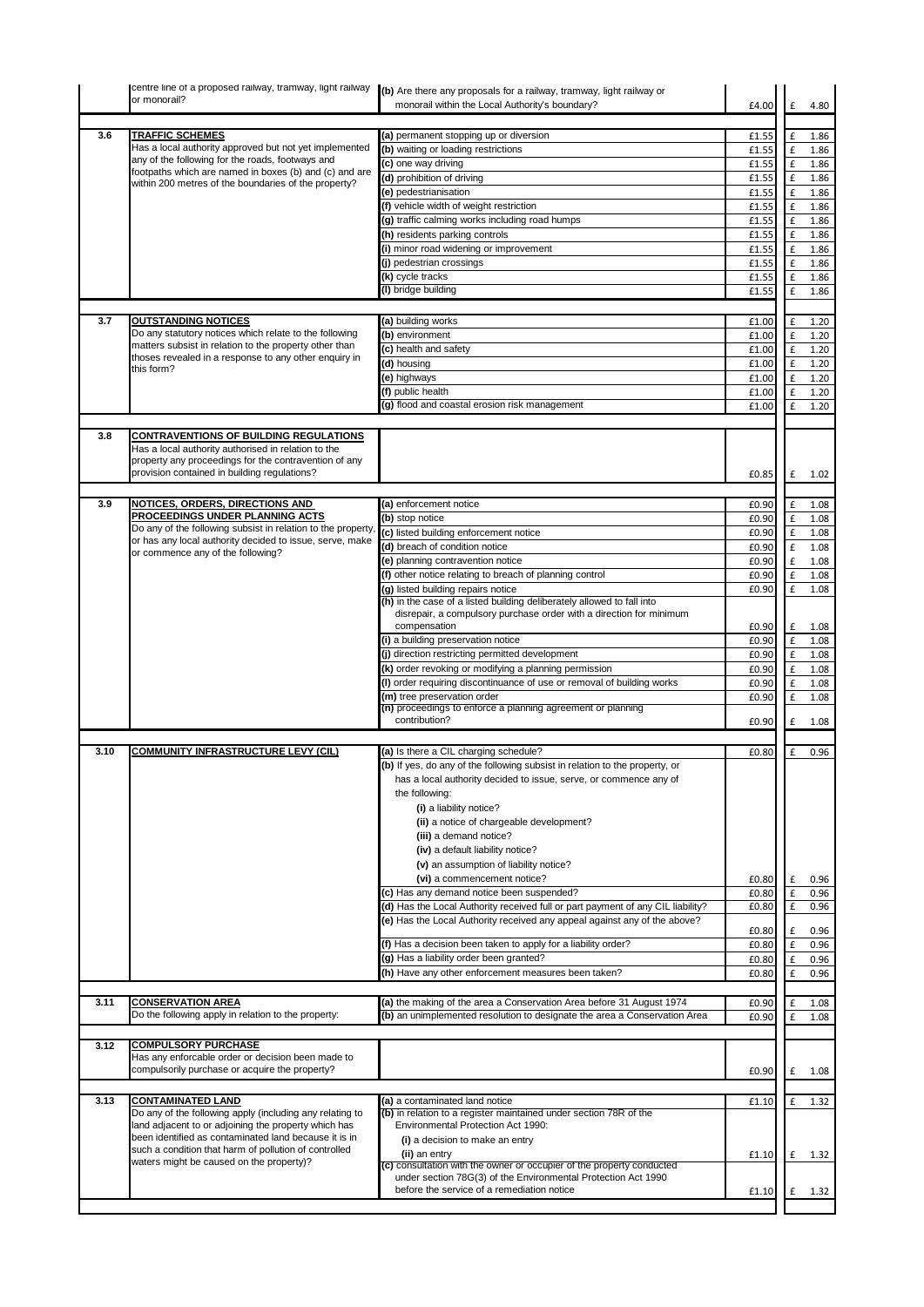| | | | | |
|---|---|---|---|---|
| | centre line of a proposed railway, tramway, light railway or monorail? | **(b)** Are there any proposals for a railway, tramway, light railway or monorail within the Local Authority's boundary? | £4.00 | £ 4.80 |
| **3.6** | **TRAFFIC SCHEMES** Has a local authority approved but not yet implemented any of the following for the roads, footways and footpaths which are named in boxes (b) and (c) and are within 200 metres of the boundaries of the property? | **(a)** permanent stopping up or diversion | £1.55 | £ 1.86 |
| | | **(b)** waiting or loading restrictions | £1.55 | £ 1.86 |
| | | **(c)** one way driving | £1.55 | £ 1.86 |
| | | **(d)** prohibition of driving | £1.55 | £ 1.86 |
| | | **(e)** pedestrianisation | £1.55 | £ 1.86 |
| | | **(f)** vehicle width of weight restriction | £1.55 | £ 1.86 |
| | | **(g)** traffic calming works including road humps | £1.55 | £ 1.86 |
| | | **(h)** residents parking controls | £1.55 | £ 1.86 |
| | | **(i)** minor road widening or improvement | £1.55 | £ 1.86 |
| | | **(j)** pedestrian crossings | £1.55 | £ 1.86 |
| | | **(k)** cycle tracks | £1.55 | £ 1.86 |
| | | **(l)** bridge building | £1.55 | £ 1.86 |
| **3.7** | **OUTSTANDING NOTICES** Do any statutory notices which relate to the following matters subsist in relation to the property other than thoses revealed in a response to any other enquiry in this form? | **(a)** building works | £1.00 | £ 1.20 |
| | | **(b)** environment | £1.00 | £ 1.20 |
| | | **(c)** health and safety | £1.00 | £ 1.20 |
| | | **(d)** housing | £1.00 | £ 1.20 |
| | | **(e)** highways | £1.00 | £ 1.20 |
| | | **(f)** public health | £1.00 | £ 1.20 |
| | | **(g)** flood and coastal erosion risk management | £1.00 | £ 1.20 |
| **3.8** | **CONTRAVENTIONS OF BUILDING REGULATIONS** Has a local authority authorised in relation to the property any proceedings for the contravention of any provision contained in building regulations? | | £0.85 | £ 1.02 |
| **3.9** | **NOTICES, ORDERS, DIRECTIONS AND PROCEEDINGS UNDER PLANNING ACTS** Do any of the following subsist in relation to the property, or has any local authority decided to issue, serve, make or commence any of the following? | **(a)** enforcement notice | £0.90 | £ 1.08 |
| | | **(b)** stop notice | £0.90 | £ 1.08 |
| | | **(c)** listed building enforcement notice | £0.90 | £ 1.08 |
| | | **(d)** breach of condition notice | £0.90 | £ 1.08 |
| | | **(e)** planning contravention notice | £0.90 | £ 1.08 |
| | | **(f)** other notice relating to breach of planning control | £0.90 | £ 1.08 |
| | | **(g)** listed building repairs notice | £0.90 | £ 1.08 |
| | | **(h)** in the case of a listed building deliberately allowed to fall into disrepair, a compulsory purchase order with a direction for minimum compensation | £0.90 | £ 1.08 |
| | | **(i)** a building preservation notice | £0.90 | £ 1.08 |
| | | **(j)** direction restricting permitted development | £0.90 | £ 1.08 |
| | | **(k)** order revoking or modifying a planning permission | £0.90 | £ 1.08 |
| | | **(l)** order requiring discontinuance of use or removal of building works | £0.90 | £ 1.08 |
| | | **(m)** tree preservation order | £0.90 | £ 1.08 |
| | | **(n)** proceedings to enforce a planning agreement or planning contribution? | £0.90 | £ 1.08 |
| **3.10** | **COMMUNITY INFRASTRUCTURE LEVY (CIL)** | **(a)** Is there a CIL charging schedule? | £0.80 | £ 0.96 |
| | | **(b)** If yes, do any of the following subsist in relation to the property, or has a local authority decided to issue, serve, or commence any of the following: **(i)** a liability notice? **(ii)** a notice of chargeable development? **(iii)** a demand notice? **(iv)** a default liability notice? **(v)** an assumption of liability notice? **(vi)** a commencement notice? | £0.80 | £ 0.96 |
| | | **(c)** Has any demand notice been suspended? | £0.80 | £ 0.96 |
| | | **(d)** Has the Local Authority received full or part payment of any CIL liability? | £0.80 | £ 0.96 |
| | | **(e)** Has the Local Authority received any appeal against any of the above? | £0.80 | £ 0.96 |
| | | **(f)** Has a decision been taken to apply for a liability order? | £0.80 | £ 0.96 |
| | | **(g)** Has a liability order been granted? | £0.80 | £ 0.96 |
| | | **(h)** Have any other enforcement measures been taken? | £0.80 | £ 0.96 |
| **3.11** | **CONSERVATION AREA** Do the following apply in relation to the property: | **(a)** the making of the area a Conservation Area before 31 August 1974 | £0.90 | £ 1.08 |
| | | **(b)** an unimplemented resolution to designate the area a Conservation Area | £0.90 | £ 1.08 |
| **3.12** | **COMPULSORY PURCHASE** Has any enforcable order or decision been made to compulsorily purchase or acquire the property? | | £0.90 | £ 1.08 |
| **3.13** | **CONTAMINATED LAND** Do any of the following apply (including any relating to land adjacent to or adjoining the property which has been identified as contaminated land because it is in such a condition that harm of pollution of controlled waters might be caused on the property)? | **(a)** a contaminated land notice | £1.10 | £ 1.32 |
| | | **(b)** in relation to a register maintained under section 78R of the Environmental Protection Act 1990: **(i)** a decision to make an entry **(ii)** an entry | £1.10 | £ 1.32 |
| | | **(c)** consultation with the owner or occupier of the property conducted under section 78G(3) of the Environmental Protection Act 1990 before the service of a remediation notice | £1.10 | £ 1.32 |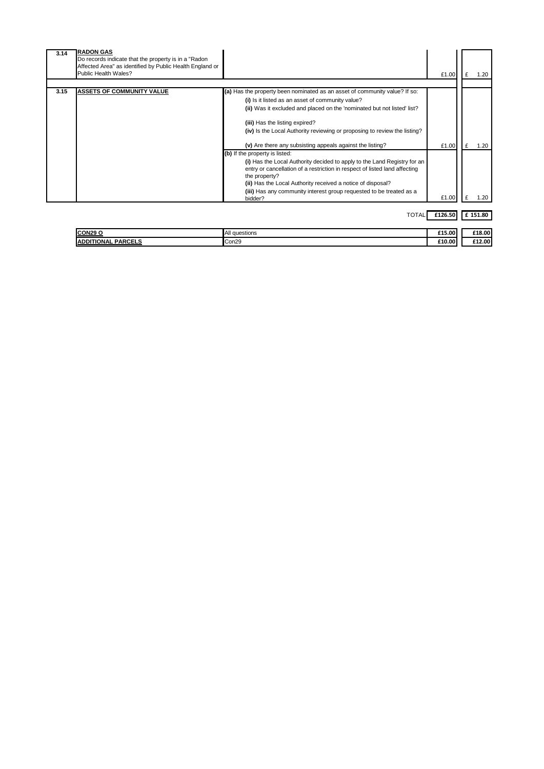| | | | | |
|---|---|---|---|---|
| 3.14 | **RADON GAS**<br>Do records indicate that the property is in a "Radon Affected Area" as identified by Public Health England or Public Health Wales? | | £1.00 | £ 1.20 |
| 3.15 | **ASSETS OF COMMUNITY VALUE** | **(a)** Has the property been nominated as an asset of community value? If so:<br>**(i)** Is it listed as an asset of community value?<br>**(ii)** Was it excluded and placed on the 'nominated but not listed' list?<br>**(iii)** Has the listing expired?<br>**(iv)** Is the Local Authority reviewing or proposing to review the listing?<br>**(v)** Are there any subsisting appeals against the listing? | £1.00 | £ 1.20 |
| | | **(b)** If the property is listed:<br>**(i)** Has the Local Authority decided to apply to the Land Registry for an entry or cancellation of a restriction in respect of listed land affecting the property?<br>**(ii)** Has the Local Authority received a notice of disposal?<br>**(iii)** Has any community interest group requested to be treated as a bidder? | £1.00 | £ 1.20 |
| | | TOTAL | **£126.50** | **£ 151.80** |

| | | | |
|---|---|---|---|
| **CON29 O** | All questions | **£15.00** | **£18.00** |
| **ADDITIONAL PARCELS** | Con29 | **£10.00** | **£12.00** |